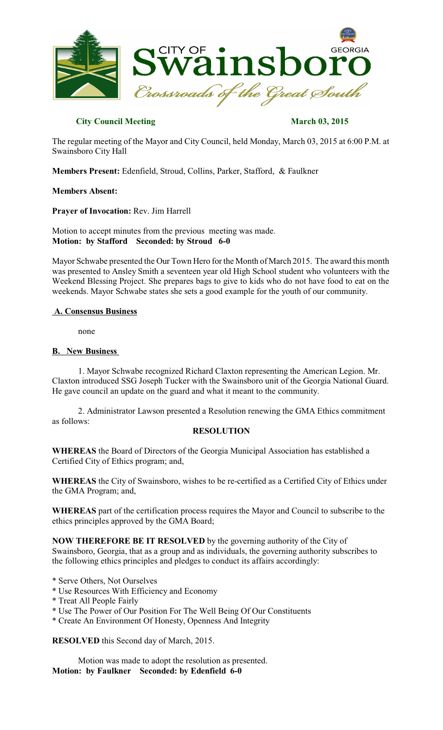# CITY OF Swainsboro GEORGIA

*Crossroads of the Great South*

**City Council Meeting** **March 03, 2015**

The regular meeting of the Mayor and City Council, held Monday, March 03, 2015 at 6:00 P.M. at Swainsboro City Hall

**Members Present:** Edenfield, Stroud, Collins, Parker, Stafford, & Faulkner

**Members Absent:**

**Prayer of Invocation:** Rev. Jim Harrell

Motion to accept minutes from the previous meeting was made.
**Motion: by Stafford Seconded: by Stroud 6-0**

Mayor Schwabe presented the Our Town Hero for the Month of March 2015. The award this month was presented to Ansley Smith a seventeen year old High School student who volunteers with the Weekend Blessing Project. She prepares bags to give to kids who do not have food to eat on the weekends. Mayor Schwabe states she sets a good example for the youth of our community.

## A. Consensus Business

none

## B. New Business

1. Mayor Schwabe recognized Richard Claxton representing the American Legion. Mr. Claxton introduced SSG Joseph Tucker with the Swainsboro unit of the Georgia National Guard. He gave council an update on the guard and what it meant to the community.

2. Administrator Lawson presented a Resolution renewing the GMA Ethics commitment as follows:

### RESOLUTION

**WHEREAS** the Board of Directors of the Georgia Municipal Association has established a Certified City of Ethics program; and,

**WHEREAS** the City of Swainsboro, wishes to be re-certified as a Certified City of Ethics under the GMA Program; and,

**WHEREAS** part of the certification process requires the Mayor and Council to subscribe to the ethics principles approved by the GMA Board;

**NOW THEREFORE BE IT RESOLVED** by the governing authority of the City of Swainsboro, Georgia, that as a group and as individuals, the governing authority subscribes to the following ethics principles and pledges to conduct its affairs accordingly:

* Serve Others, Not Ourselves
* Use Resources With Efficiency and Economy
* Treat All People Fairly
* Use The Power of Our Position For The Well Being Of Our Constituents
* Create An Environment Of Honesty, Openness And Integrity

**RESOLVED** this Second day of March, 2015.

Motion was made to adopt the resolution as presented.
**Motion: by Faulkner Seconded: by Edenfield 6-0**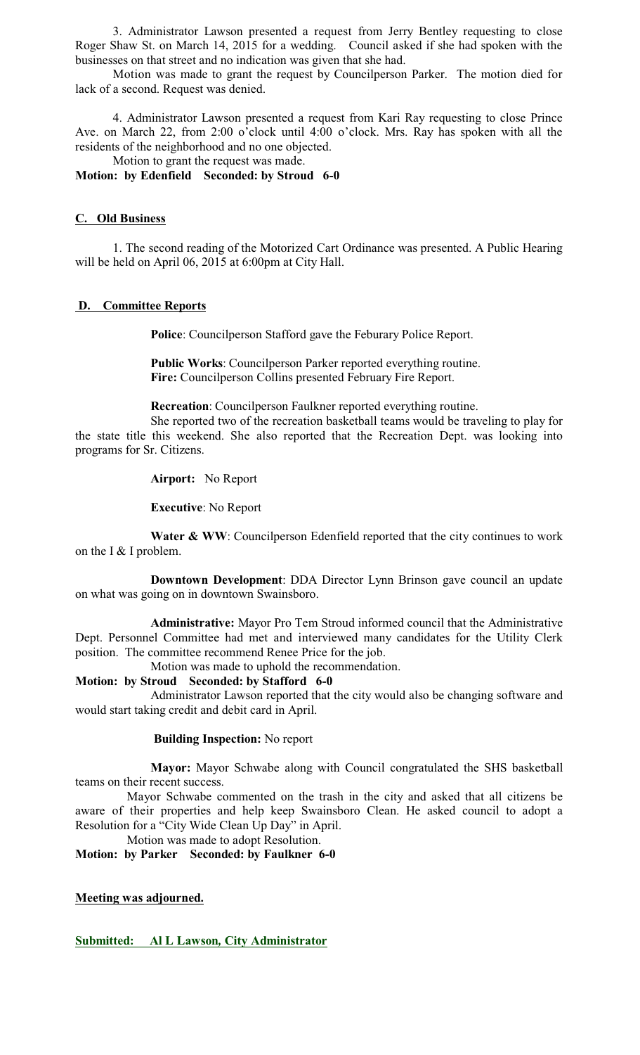3. Administrator Lawson presented a request from Jerry Bentley requesting to close Roger Shaw St. on March 14, 2015 for a wedding. Council asked if she had spoken with the businesses on that street and no indication was given that she had.

Motion was made to grant the request by Councilperson Parker. The motion died for lack of a second. Request was denied.

4. Administrator Lawson presented a request from Kari Ray requesting to close Prince Ave. on March 22, from 2:00 o'clock until 4:00 o'clock. Mrs. Ray has spoken with all the residents of the neighborhood and no one objected.

Motion to grant the request was made.

**Motion: by Edenfield Seconded: by Stroud 6-0**

## C. Old Business

1. The second reading of the Motorized Cart Ordinance was presented. A Public Hearing will be held on April 06, 2015 at 6:00pm at City Hall.

## D. Committee Reports

**Police**: Councilperson Stafford gave the Feburary Police Report.

**Public Works**: Councilperson Parker reported everything routine.
**Fire:** Councilperson Collins presented February Fire Report.

**Recreation**: Councilperson Faulkner reported everything routine.

She reported two of the recreation basketball teams would be traveling to play for the state title this weekend. She also reported that the Recreation Dept. was looking into programs for Sr. Citizens.

**Airport:** No Report

**Executive**: No Report

**Water & WW**: Councilperson Edenfield reported that the city continues to work on the I & I problem.

**Downtown Development**: DDA Director Lynn Brinson gave council an update on what was going on in downtown Swainsboro.

**Administrative:** Mayor Pro Tem Stroud informed council that the Administrative Dept. Personnel Committee had met and interviewed many candidates for the Utility Clerk position. The committee recommend Renee Price for the job.

Motion was made to uphold the recommendation.

**Motion: by Stroud Seconded: by Stafford 6-0**

Administrator Lawson reported that the city would also be changing software and would start taking credit and debit card in April.

**Building Inspection:** No report

**Mayor:** Mayor Schwabe along with Council congratulated the SHS basketball teams on their recent success.

Mayor Schwabe commented on the trash in the city and asked that all citizens be aware of their properties and help keep Swainsboro Clean. He asked council to adopt a Resolution for a "City Wide Clean Up Day" in April.

Motion was made to adopt Resolution.

**Motion: by Parker Seconded: by Faulkner 6-0**

**Meeting was adjourned.**

**Submitted: Al L Lawson, City Administrator**